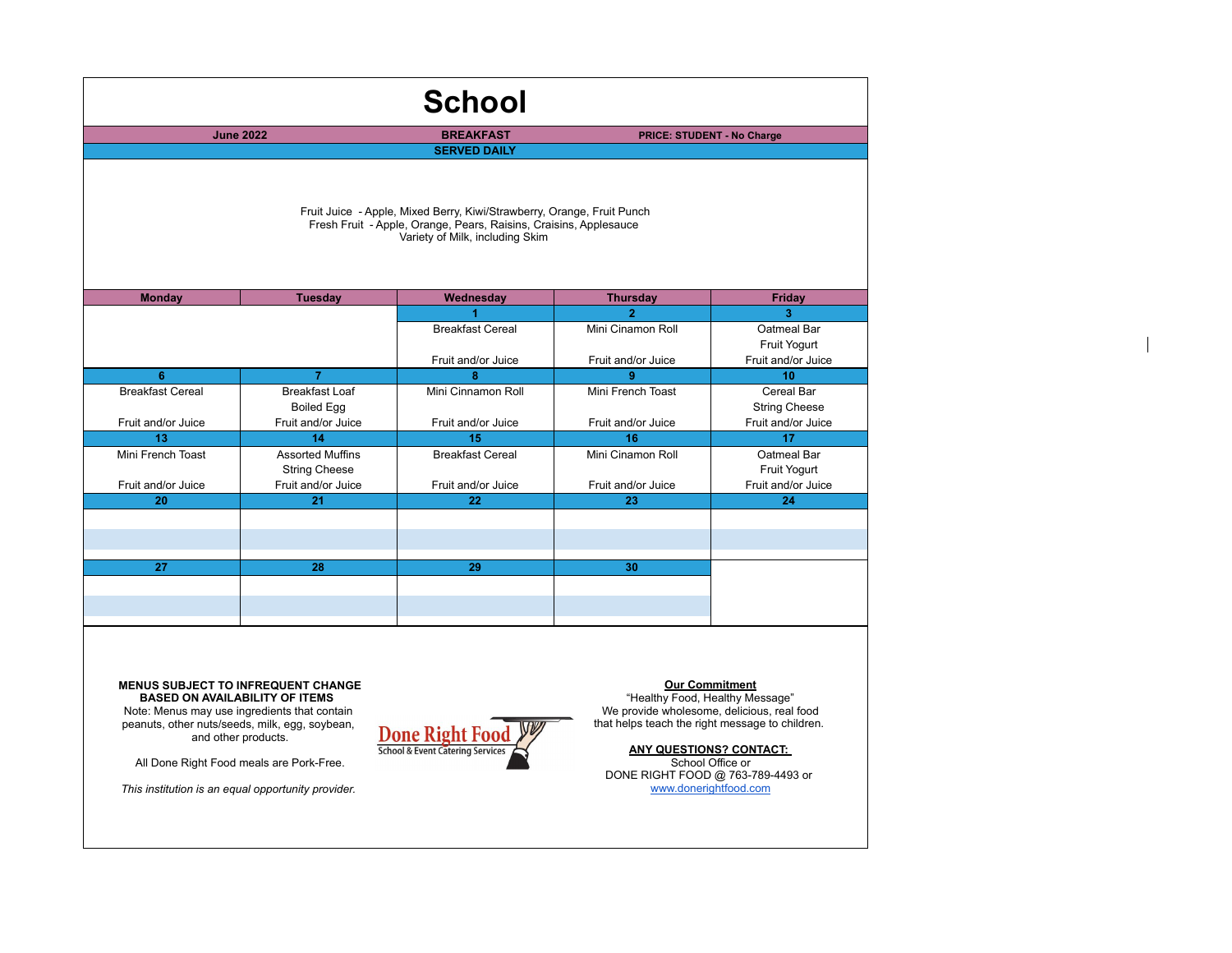# School

**June 2022** | **BREAKFAST** | **PRICE: STUDENT - No Charge**

**SERVED DAILY**

Fruit Juice - Apple, Mixed Berry, Kiwi/Strawberry, Orange, Fruit Punch
Fresh Fruit - Apple, Orange, Pears, Raisins, Craisins, Applesauce
Variety of Milk, including Skim

| Monday | Tuesday | Wednesday | Thursday | Friday |
|---|---|---|---|---|
| | | **1** | **2** | **3** |
| | | Breakfast Cereal<br><br>Fruit and/or Juice | Mini Cinamon Roll<br><br>Fruit and/or Juice | Oatmeal Bar<br>Fruit Yogurt<br>Fruit and/or Juice |
| **6** | **7** | **8** | **9** | **10** |
| Breakfast Cereal<br><br>Fruit and/or Juice | Breakfast Loaf<br>Boiled Egg<br>Fruit and/or Juice | Mini Cinnamon Roll<br><br>Fruit and/or Juice | Mini French Toast<br><br>Fruit and/or Juice | Cereal Bar<br>String Cheese<br>Fruit and/or Juice |
| **13** | **14** | **15** | **16** | **17** |
| Mini French Toast<br><br>Fruit and/or Juice | Assorted Muffins<br>String Cheese<br>Fruit and/or Juice | Breakfast Cereal<br><br>Fruit and/or Juice | Mini Cinamon Roll<br><br>Fruit and/or Juice | Oatmeal Bar<br>Fruit Yogurt<br>Fruit and/or Juice |
| **20** | **21** | **22** | **23** | **24** |
| | | | | |
| **27** | **28** | **29** | **30** | |
| | | | | |

**MENUS SUBJECT TO INFREQUENT CHANGE BASED ON AVAILABILITY OF ITEMS**
Note: Menus may use ingredients that contain peanuts, other nuts/seeds, milk, egg, soybean, and other products.

All Done Right Food meals are Pork-Free.

*This institution is an equal opportunity provider.*

Done Right Food
School & Event Catering Services

**Our Commitment**
"Healthy Food, Healthy Message"
We provide wholesome, delicious, real food that helps teach the right message to children.

**ANY QUESTIONS? CONTACT:**
School Office or
DONE RIGHT FOOD @ 763-789-4493 or
www.donerightfood.com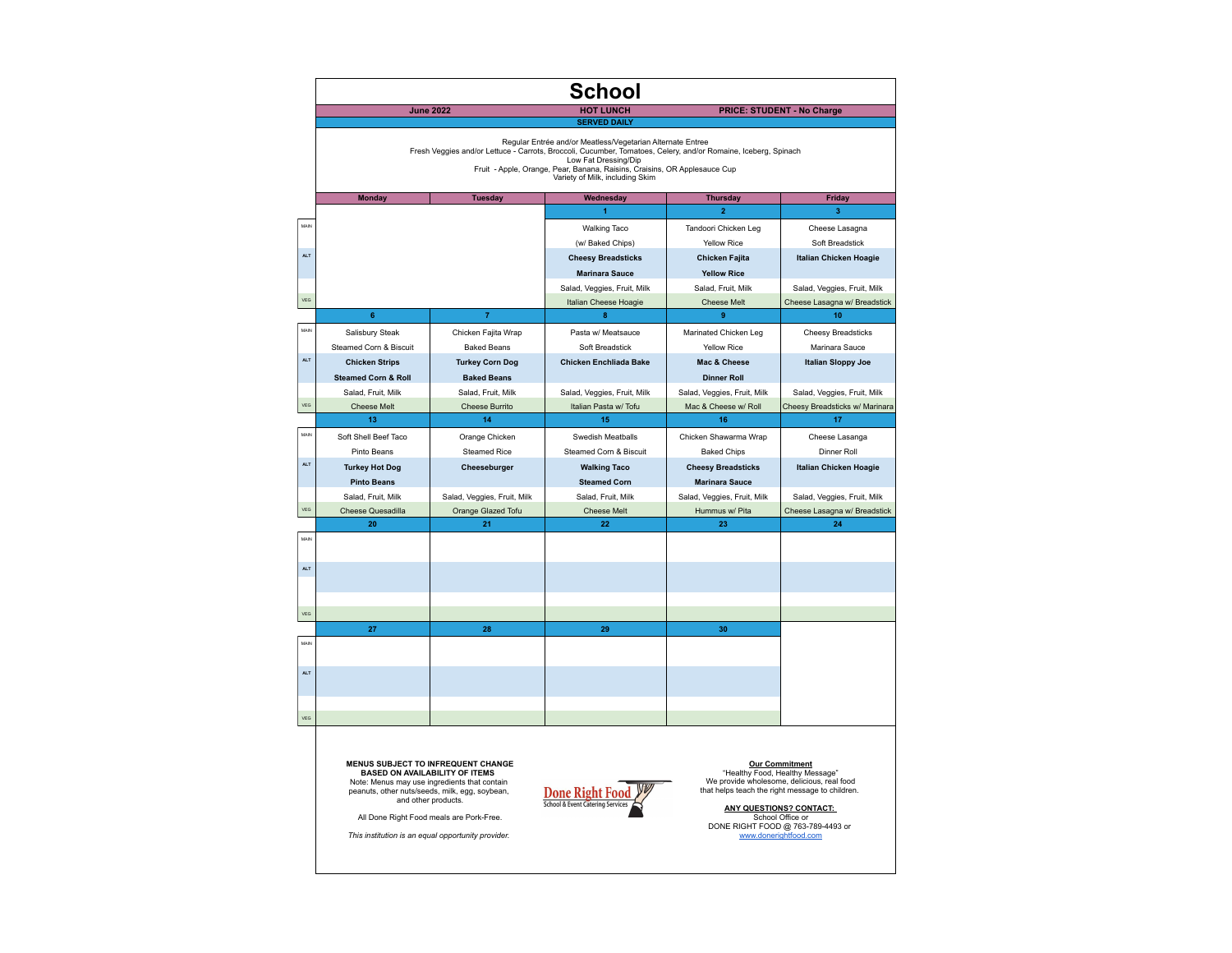# School

| June 2022 | HOT LUNCH | PRICE: STUDENT - No Charge |
|---|---|---|
| | SERVED DAILY | |

Regular Entrée and/or Meatless/Vegetarian Alternate Entree
Fresh Veggies and/or Lettuce - Carrots, Broccoli, Cucumber, Tomatoes, Celery, and/or Romaine, Iceberg, Spinach
Low Fat Dressing/Dip
Fruit - Apple, Orange, Pear, Banana, Raisins, Craisins, OR Applesauce Cup
Variety of Milk, including Skim

| | Monday | Tuesday | Wednesday | Thursday | Friday |
|---|---|---|---|---|---|
| | | | 1 | 2 | 3 |
| MAIN | | | Walking Taco (w/ Baked Chips) | Tandoori Chicken Leg Yellow Rice | Cheese Lasagna Soft Breadstick |
| ALT | | | **Cheesy Breadsticks Marinara Sauce** | **Chicken Fajita Yellow Rice** | **Italian Chicken Hoagie** |
| | | | Salad, Veggies, Fruit, Milk | Salad, Fruit, Milk | Salad, Veggies, Fruit, Milk |
| VEG | | | Italian Cheese Hoagie | Cheese Melt | Cheese Lasagna w/ Breadstick |
| | 6 | 7 | 8 | 9 | 10 |
| MAIN | Salisbury Steak Steamed Corn & Biscuit | Chicken Fajita Wrap Baked Beans | Pasta w/ Meatsauce Soft Breadstick | Marinated Chicken Leg Yellow Rice | Cheesy Breadsticks Marinara Sauce |
| ALT | **Chicken Strips Steamed Corn & Roll** | **Turkey Corn Dog Baked Beans** | **Chicken Enchliada Bake** | **Mac & Cheese Dinner Roll** | **Italian Sloppy Joe** |
| | Salad, Fruit, Milk | Salad, Fruit, Milk | Salad, Veggies, Fruit, Milk | Salad, Veggies, Fruit, Milk | Salad, Veggies, Fruit, Milk |
| VEG | Cheese Melt | Cheese Burrito | Italian Pasta w/ Tofu | Mac & Cheese w/ Roll | Cheesy Breadsticks w/ Marinara |
| | 13 | 14 | 15 | 16 | 17 |
| MAIN | Soft Shell Beef Taco Pinto Beans | Orange Chicken Steamed Rice | Swedish Meatballs Steamed Corn & Biscuit | Chicken Shawarma Wrap Baked Chips | Cheese Lasanga Dinner Roll |
| ALT | **Turkey Hot Dog Pinto Beans** | **Cheeseburger** | **Walking Taco Steamed Corn** | **Cheesy Breadsticks Marinara Sauce** | **Italian Chicken Hoagie** |
| | Salad, Fruit, Milk | Salad, Veggies, Fruit, Milk | Salad, Fruit, Milk | Salad, Veggies, Fruit, Milk | Salad, Veggies, Fruit, Milk |
| VEG | Cheese Quesadilla | Orange Glazed Tofu | Cheese Melt | Hummus w/ Pita | Cheese Lasagna w/ Breadstick |
| | 20 | 21 | 22 | 23 | 24 |
| MAIN | | | | | |
| ALT | | | | | |
| | | | | | |
| VEG | | | | | |
| | 27 | 28 | 29 | 30 | |
| MAIN | | | | | |
| ALT | | | | | |
| | | | | | |
| VEG | | | | | |

**MENUS SUBJECT TO INFREQUENT CHANGE BASED ON AVAILABILITY OF ITEMS**
Note: Menus may use ingredients that contain peanuts, other nuts/seeds, milk, egg, soybean, and other products.

All Done Right Food meals are Pork-Free.

*This institution is an equal opportunity provider.*

Done Right Food
School & Event Catering Services

**Our Commitment**
"Healthy Food, Healthy Message"
We provide wholesome, delicious, real food that helps teach the right message to children.

**ANY QUESTIONS? CONTACT:**
School Office or
DONE RIGHT FOOD @ 763-789-4493 or
www.donerightfood.com